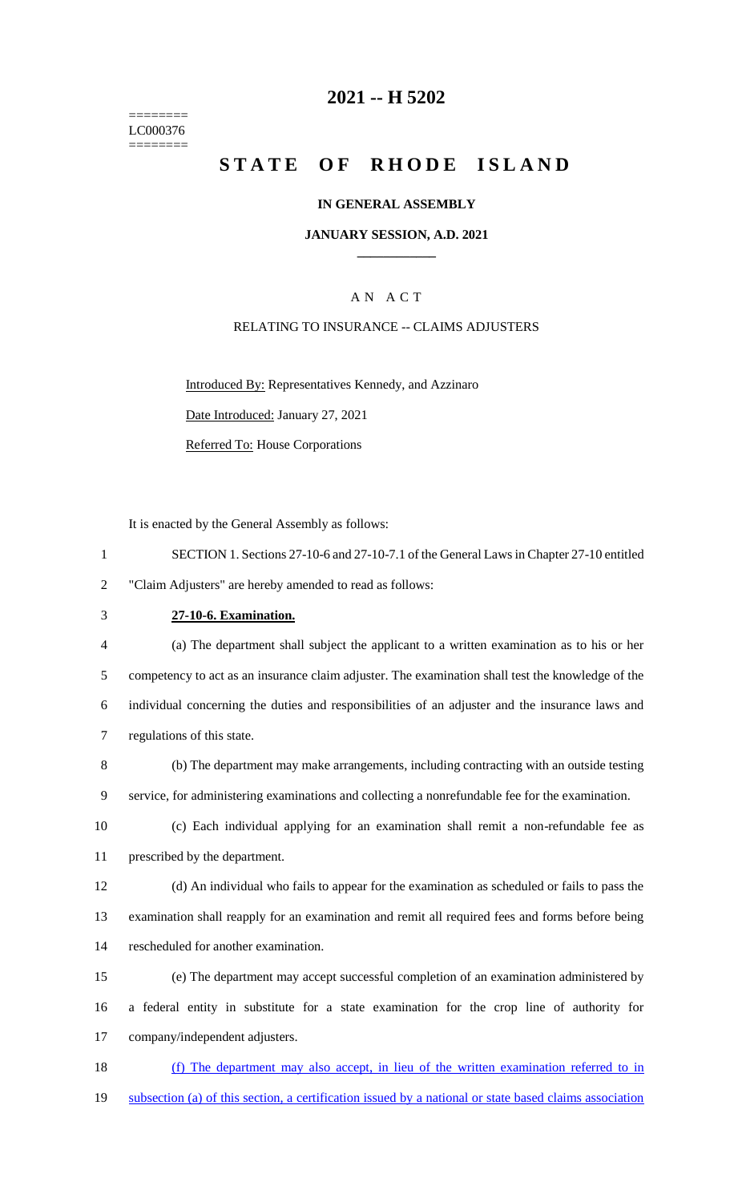# 2021 -- H 5202

========
LC000376
========

# STATE OF RHODE ISLAND

## IN GENERAL ASSEMBLY

### JANUARY SESSION, A.D. 2021

### A N A C T

RELATING TO INSURANCE -- CLAIMS ADJUSTERS

Introduced By: Representatives Kennedy, and Azzinaro

Date Introduced: January 27, 2021

Referred To: House Corporations

It is enacted by the General Assembly as follows:

SECTION 1. Sections 27-10-6 and 27-10-7.1 of the General Laws in Chapter 27-10 entitled "Claim Adjusters" are hereby amended to read as follows:

**27-10-6. Examination.**

(a) The department shall subject the applicant to a written examination as to his or her competency to act as an insurance claim adjuster. The examination shall test the knowledge of the individual concerning the duties and responsibilities of an adjuster and the insurance laws and regulations of this state.

(b) The department may make arrangements, including contracting with an outside testing service, for administering examinations and collecting a nonrefundable fee for the examination.

(c) Each individual applying for an examination shall remit a non-refundable fee as prescribed by the department.

(d) An individual who fails to appear for the examination as scheduled or fails to pass the examination shall reapply for an examination and remit all required fees and forms before being rescheduled for another examination.

(e) The department may accept successful completion of an examination administered by a federal entity in substitute for a state examination for the crop line of authority for company/independent adjusters.

<u>(f) The department may also accept, in lieu of the written examination referred to in subsection (a) of this section, a certification issued by a national or state based claims association</u>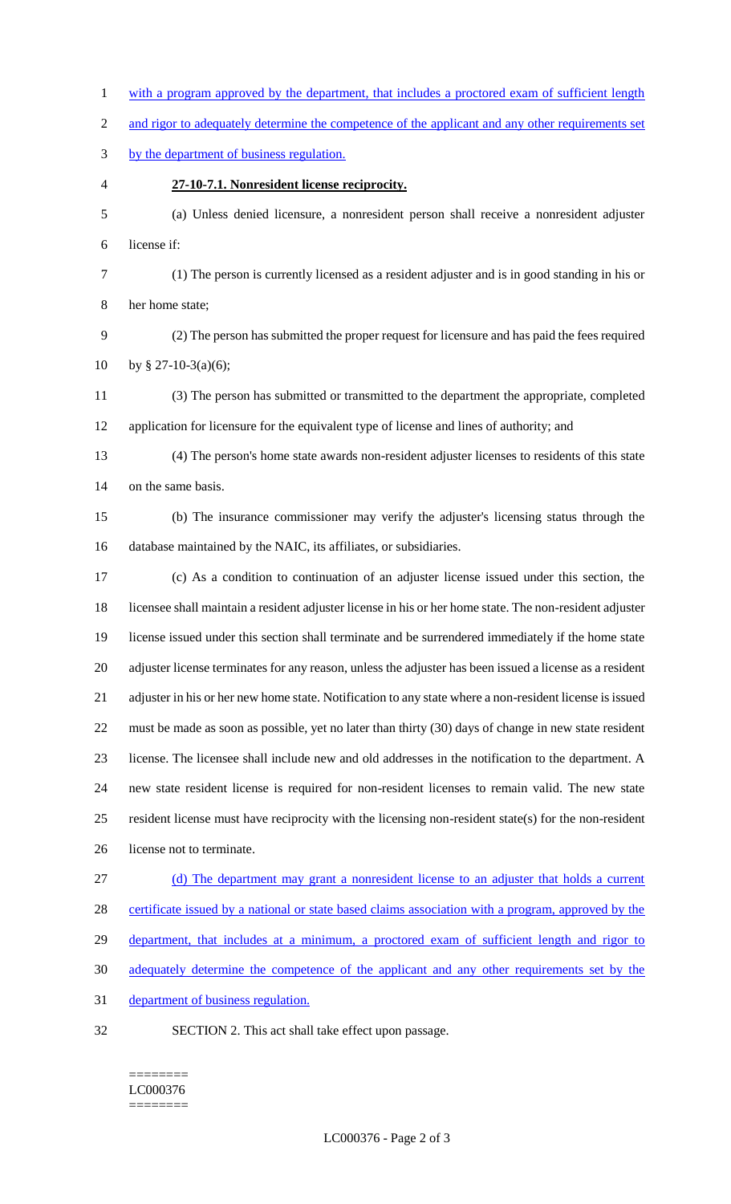with a program approved by the department, that includes a proctored exam of sufficient length and rigor to adequately determine the competence of the applicant and any other requirements set by the department of business regulation.

**27-10-7.1. Nonresident license reciprocity.**

(a) Unless denied licensure, a nonresident person shall receive a nonresident adjuster license if:

(1) The person is currently licensed as a resident adjuster and is in good standing in his or her home state;

(2) The person has submitted the proper request for licensure and has paid the fees required by § 27-10-3(a)(6);

(3) The person has submitted or transmitted to the department the appropriate, completed application for licensure for the equivalent type of license and lines of authority; and

(4) The person's home state awards non-resident adjuster licenses to residents of this state on the same basis.

(b) The insurance commissioner may verify the adjuster's licensing status through the database maintained by the NAIC, its affiliates, or subsidiaries.

(c) As a condition to continuation of an adjuster license issued under this section, the licensee shall maintain a resident adjuster license in his or her home state. The non-resident adjuster license issued under this section shall terminate and be surrendered immediately if the home state adjuster license terminates for any reason, unless the adjuster has been issued a license as a resident adjuster in his or her new home state. Notification to any state where a non-resident license is issued must be made as soon as possible, yet no later than thirty (30) days of change in new state resident license. The licensee shall include new and old addresses in the notification to the department. A new state resident license is required for non-resident licenses to remain valid. The new state resident license must have reciprocity with the licensing non-resident state(s) for the non-resident license not to terminate.

(d) The department may grant a nonresident license to an adjuster that holds a current certificate issued by a national or state based claims association with a program, approved by the department, that includes at a minimum, a proctored exam of sufficient length and rigor to adequately determine the competence of the applicant and any other requirements set by the department of business regulation.

SECTION 2. This act shall take effect upon passage.

========
LC000376
========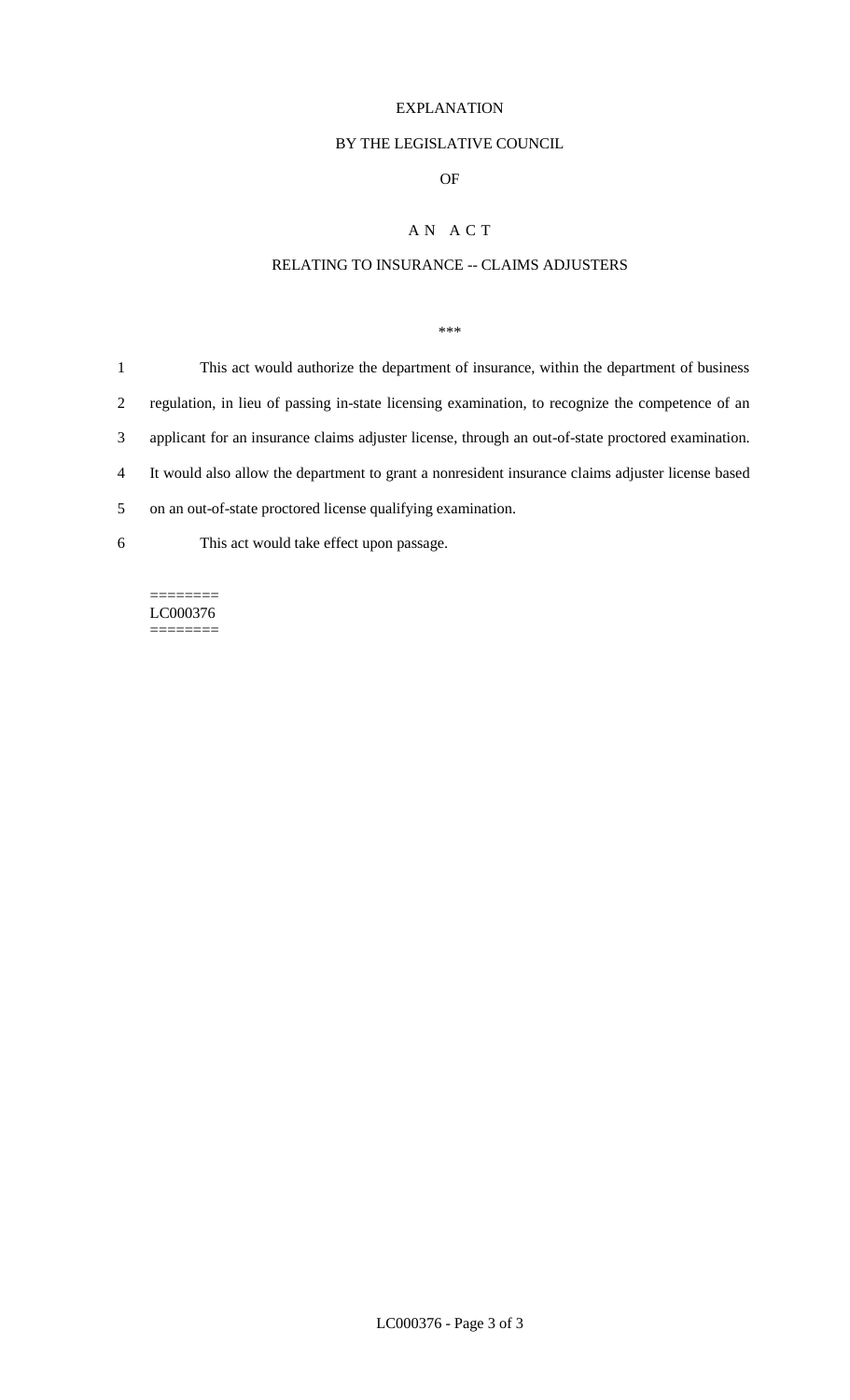EXPLANATION

BY THE LEGISLATIVE COUNCIL

OF

A N A C T

RELATING TO INSURANCE -- CLAIMS ADJUSTERS

\*\*\*

1 This act would authorize the department of insurance, within the department of business
2 regulation, in lieu of passing in-state licensing examination, to recognize the competence of an
3 applicant for an insurance claims adjuster license, through an out-of-state proctored examination.
4 It would also allow the department to grant a nonresident insurance claims adjuster license based
5 on an out-of-state proctored license qualifying examination.
6 This act would take effect upon passage.

========
LC000376
========